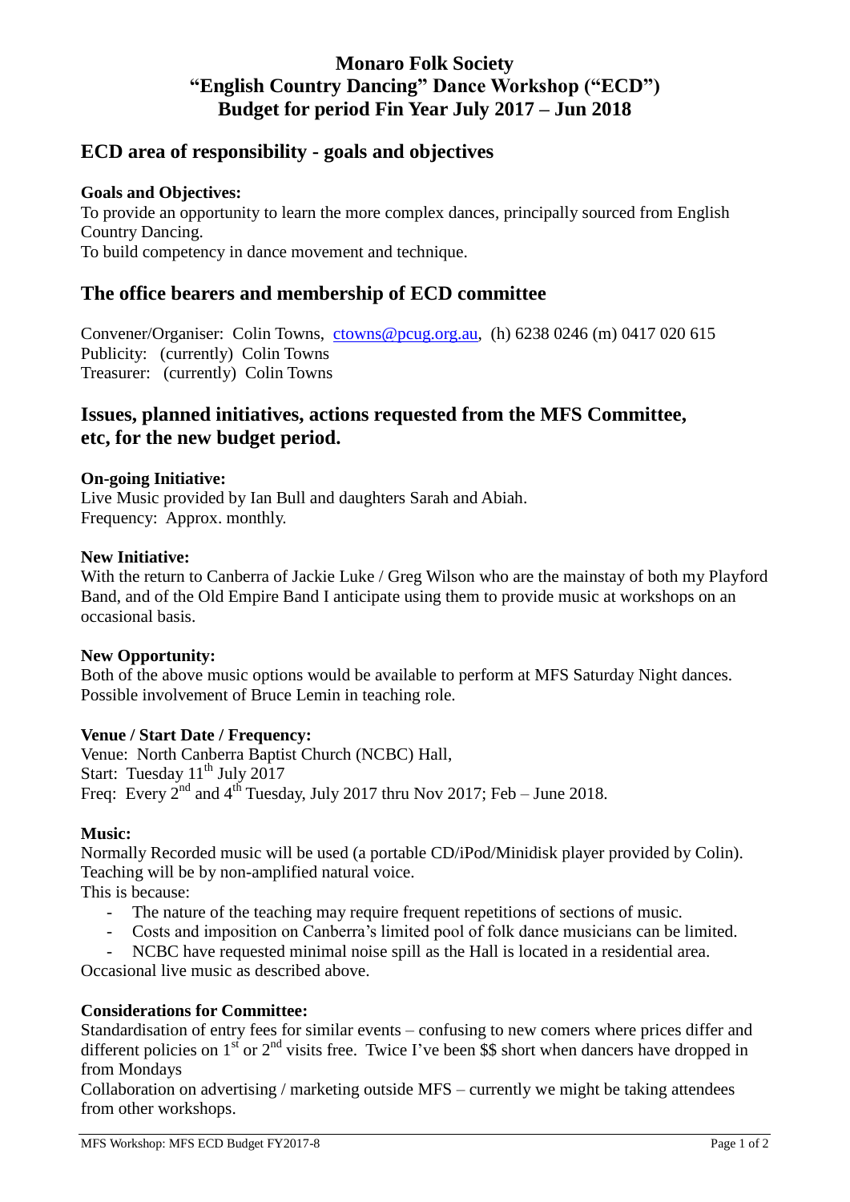# Monaro Folk Society
# "English Country Dancing" Dance Workshop ("ECD")
# Budget for period Fin Year July 2017 – Jun 2018

## ECD area of responsibility - goals and objectives

**Goals and Objectives:**
To provide an opportunity to learn the more complex dances, principally sourced from English Country Dancing.
To build competency in dance movement and technique.

## The office bearers and membership of ECD committee

Convener/Organiser: Colin Towns, ctowns@pcug.org.au, (h) 6238 0246 (m) 0417 020 615
Publicity: (currently) Colin Towns
Treasurer: (currently) Colin Towns

## Issues, planned initiatives, actions requested from the MFS Committee, etc, for the new budget period.

**On-going Initiative:**
Live Music provided by Ian Bull and daughters Sarah and Abiah.
Frequency: Approx. monthly.

**New Initiative:**
With the return to Canberra of Jackie Luke / Greg Wilson who are the mainstay of both my Playford Band, and of the Old Empire Band I anticipate using them to provide music at workshops on an occasional basis.

**New Opportunity:**
Both of the above music options would be available to perform at MFS Saturday Night dances.
Possible involvement of Bruce Lemin in teaching role.

**Venue / Start Date / Frequency:**
Venue: North Canberra Baptist Church (NCBC) Hall,
Start: Tuesday 11th July 2017
Freq: Every 2nd and 4th Tuesday, July 2017 thru Nov 2017; Feb – June 2018.

**Music:**
Normally Recorded music will be used (a portable CD/iPod/Minidisk player provided by Colin).
Teaching will be by non-amplified natural voice.
This is because:

- The nature of the teaching may require frequent repetitions of sections of music.
- Costs and imposition on Canberra's limited pool of folk dance musicians can be limited.
- NCBC have requested minimal noise spill as the Hall is located in a residential area.

Occasional live music as described above.

**Considerations for Committee:**
Standardisation of entry fees for similar events – confusing to new comers where prices differ and different policies on 1st or 2nd visits free. Twice I've been $$ short when dancers have dropped in from Mondays
Collaboration on advertising / marketing outside MFS – currently we might be taking attendees from other workshops.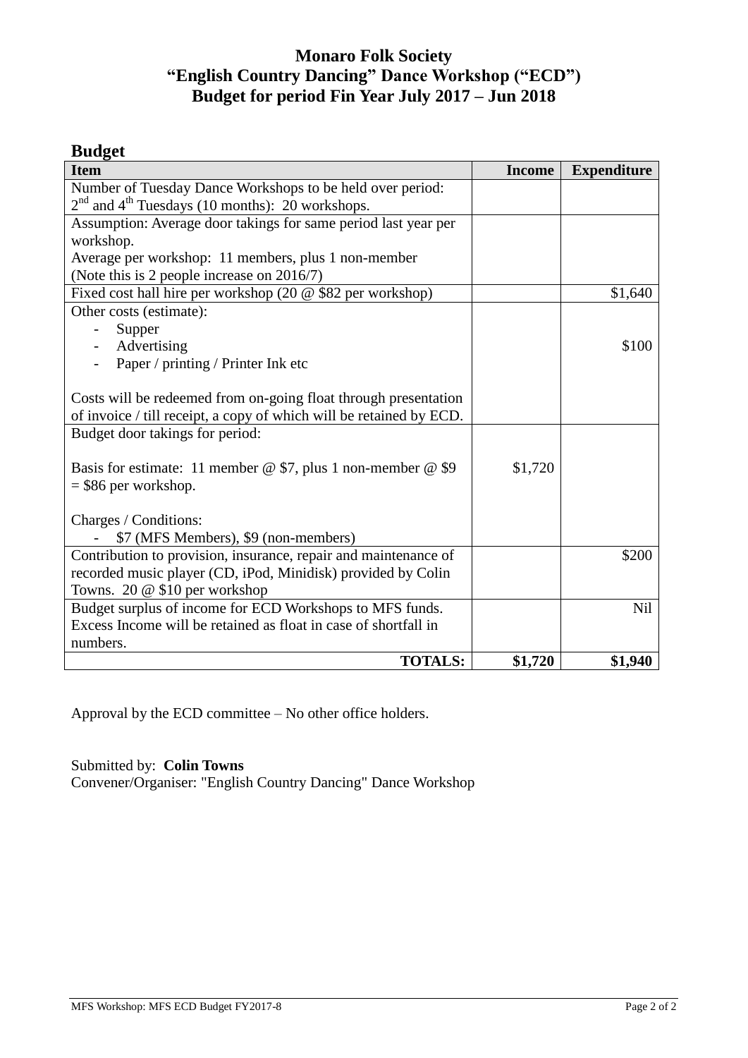# Monaro Folk Society
# "English Country Dancing" Dance Workshop ("ECD")
# Budget for period Fin Year July 2017 – Jun 2018

## Budget

| Item | Income | Expenditure |
|---|---|---|
| Number of Tuesday Dance Workshops to be held over period: 2nd and 4th Tuesdays (10 months): 20 workshops. | | |
| Assumption: Average door takings for same period last year per workshop.<br>Average per workshop: 11 members, plus 1 non-member<br>(Note this is 2 people increase on 2016/7) | | |
| Fixed cost hall hire per workshop (20 @ $82 per workshop) | | $1,640 |
| Other costs (estimate):<br>- Supper<br>- Advertising<br>- Paper / printing / Printer Ink etc<br><br>Costs will be redeemed from on-going float through presentation of invoice / till receipt, a copy of which will be retained by ECD. | | $100 |
| Budget door takings for period:<br><br>Basis for estimate: 11 member @ $7, plus 1 non-member @ $9 = $86 per workshop.<br><br>Charges / Conditions:<br>- $7 (MFS Members), $9 (non-members) | $1,720 | |
| Contribution to provision, insurance, repair and maintenance of recorded music player (CD, iPod, Minidisk) provided by Colin Towns. 20 @ $10 per workshop | | $200 |
| Budget surplus of income for ECD Workshops to MFS funds. Excess Income will be retained as float in case of shortfall in numbers. | | Nil |
| **TOTALS:** | **$1,720** | **$1,940** |

Approval by the ECD committee – No other office holders.

Submitted by: **Colin Towns**
Convener/Organiser: "English Country Dancing" Dance Workshop